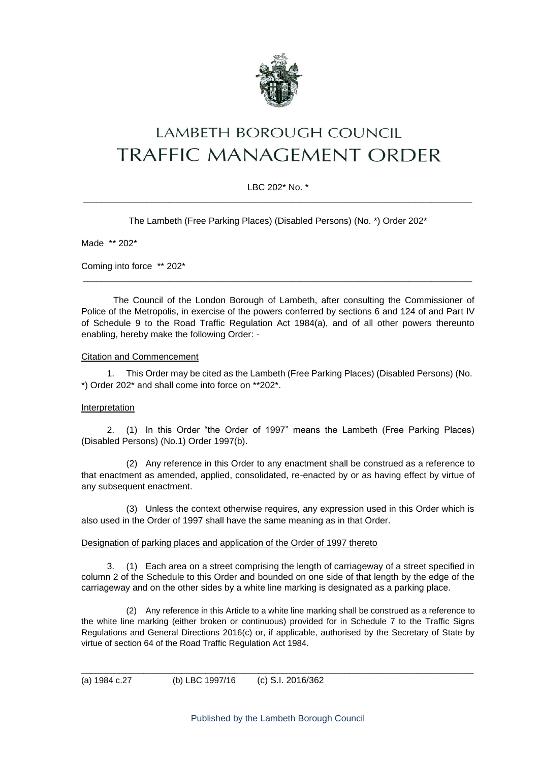# LAMBETH BOROUGH COUNCIL
# TRAFFIC MANAGEMENT ORDER

LBC 202* No. *

---

The Lambeth (Free Parking Places) (Disabled Persons) (No. *) Order 202*

Made ** 202*

Coming into force ** 202*

---

The Council of the London Borough of Lambeth, after consulting the Commissioner of Police of the Metropolis, in exercise of the powers conferred by sections 6 and 124 of and Part IV of Schedule 9 to the Road Traffic Regulation Act 1984(a), and of all other powers thereunto enabling, hereby make the following Order: -

Citation and Commencement

1. This Order may be cited as the Lambeth (Free Parking Places) (Disabled Persons) (No. *) Order 202* and shall come into force on **202*.

Interpretation

2. (1) In this Order "the Order of 1997" means the Lambeth (Free Parking Places) (Disabled Persons) (No.1) Order 1997(b).

(2) Any reference in this Order to any enactment shall be construed as a reference to that enactment as amended, applied, consolidated, re-enacted by or as having effect by virtue of any subsequent enactment.

(3) Unless the context otherwise requires, any expression used in this Order which is also used in the Order of 1997 shall have the same meaning as in that Order.

Designation of parking places and application of the Order of 1997 thereto

3. (1) Each area on a street comprising the length of carriageway of a street specified in column 2 of the Schedule to this Order and bounded on one side of that length by the edge of the carriageway and on the other sides by a white line marking is designated as a parking place.

(2) Any reference in this Article to a white line marking shall be construed as a reference to the white line marking (either broken or continuous) provided for in Schedule 7 to the Traffic Signs Regulations and General Directions 2016(c) or, if applicable, authorised by the Secretary of State by virtue of section 64 of the Road Traffic Regulation Act 1984.

---

(a) 1984 c.27 (b) LBC 1997/16 (c) S.I. 2016/362

Published by the Lambeth Borough Council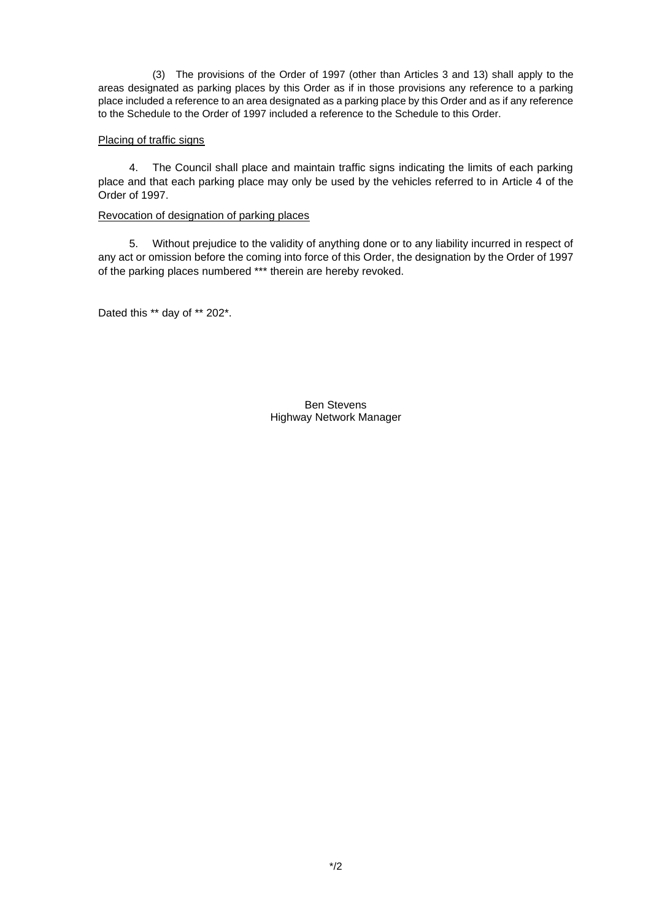(3) The provisions of the Order of 1997 (other than Articles 3 and 13) shall apply to the areas designated as parking places by this Order as if in those provisions any reference to a parking place included a reference to an area designated as a parking place by this Order and as if any reference to the Schedule to the Order of 1997 included a reference to the Schedule to this Order.

Placing of traffic signs

4. The Council shall place and maintain traffic signs indicating the limits of each parking place and that each parking place may only be used by the vehicles referred to in Article 4 of the Order of 1997.

Revocation of designation of parking places

5. Without prejudice to the validity of anything done or to any liability incurred in respect of any act or omission before the coming into force of this Order, the designation by the Order of 1997 of the parking places numbered *** therein are hereby revoked.

Dated this ** day of ** 202*.

Ben Stevens
Highway Network Manager

*/2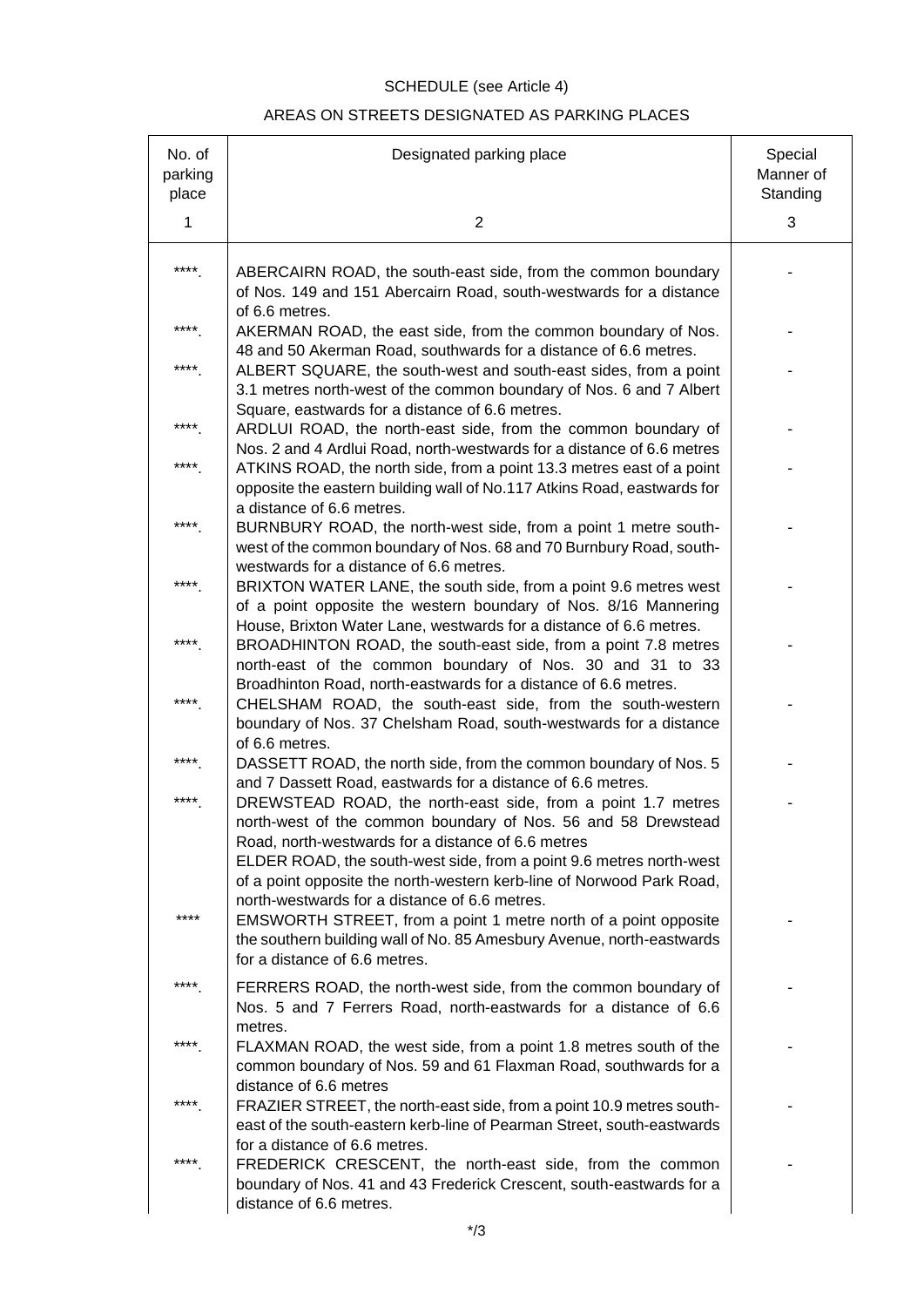SCHEDULE (see Article 4)

AREAS ON STREETS DESIGNATED AS PARKING PLACES

| No. of parking place | Designated parking place | Special Manner of Standing |
|---|---|---|
| 1 | 2 | 3 |
| ****. | ABERCAIRN ROAD, the south-east side, from the common boundary of Nos. 149 and 151 Abercairn Road, south-westwards for a distance of 6.6 metres. | - |
| ****. | AKERMAN ROAD, the east side, from the common boundary of Nos. 48 and 50 Akerman Road, southwards for a distance of 6.6 metres. | - |
| ****. | ALBERT SQUARE, the south-west and south-east sides, from a point 3.1 metres north-west of the common boundary of Nos. 6 and 7 Albert Square, eastwards for a distance of 6.6 metres. | - |
| ****. | ARDLUI ROAD, the north-east side, from the common boundary of Nos. 2 and 4 Ardlui Road, north-westwards for a distance of 6.6 metres | - |
| ****. | ATKINS ROAD, the north side, from a point 13.3 metres east of a point opposite the eastern building wall of No.117 Atkins Road, eastwards for a distance of 6.6 metres. | - |
| ****. | BURNBURY ROAD, the north-west side, from a point 1 metre south-west of the common boundary of Nos. 68 and 70 Burnbury Road, south-westwards for a distance of 6.6 metres. | - |
| ****. | BRIXTON WATER LANE, the south side, from a point 9.6 metres west of a point opposite the western boundary of Nos. 8/16 Mannering House, Brixton Water Lane, westwards for a distance of 6.6 metres. | - |
| ****. | BROADHINTON ROAD, the south-east side, from a point 7.8 metres north-east of the common boundary of Nos. 30 and 31 to 33 Broadhinton Road, north-eastwards for a distance of 6.6 metres. | - |
| ****. | CHELSHAM ROAD, the south-east side, from the south-western boundary of Nos. 37 Chelsham Road, south-westwards for a distance of 6.6 metres. | - |
| ****. | DASSETT ROAD, the north side, from the common boundary of Nos. 5 and 7 Dassett Road, eastwards for a distance of 6.6 metres. | - |
| ****. | DREWSTEAD ROAD, the north-east side, from a point 1.7 metres north-west of the common boundary of Nos. 56 and 58 Drewstead Road, north-westwards for a distance of 6.6 metres<br>ELDER ROAD, the south-west side, from a point 9.6 metres north-west of a point opposite the north-western kerb-line of Norwood Park Road, north-westwards for a distance of 6.6 metres. | - |
| **** | EMSWORTH STREET, from a point 1 metre north of a point opposite the southern building wall of No. 85 Amesbury Avenue, north-eastwards for a distance of 6.6 metres. | - |
| ****. | FERRERS ROAD, the north-west side, from the common boundary of Nos. 5 and 7 Ferrers Road, north-eastwards for a distance of 6.6 metres. | - |
| ****. | FLAXMAN ROAD, the west side, from a point 1.8 metres south of the common boundary of Nos. 59 and 61 Flaxman Road, southwards for a distance of 6.6 metres | - |
| ****. | FRAZIER STREET, the north-east side, from a point 10.9 metres south-east of the south-eastern kerb-line of Pearman Street, south-eastwards for a distance of 6.6 metres. | - |
| ****. | FREDERICK CRESCENT, the north-east side, from the common boundary of Nos. 41 and 43 Frederick Crescent, south-eastwards for a distance of 6.6 metres. | - |

*/3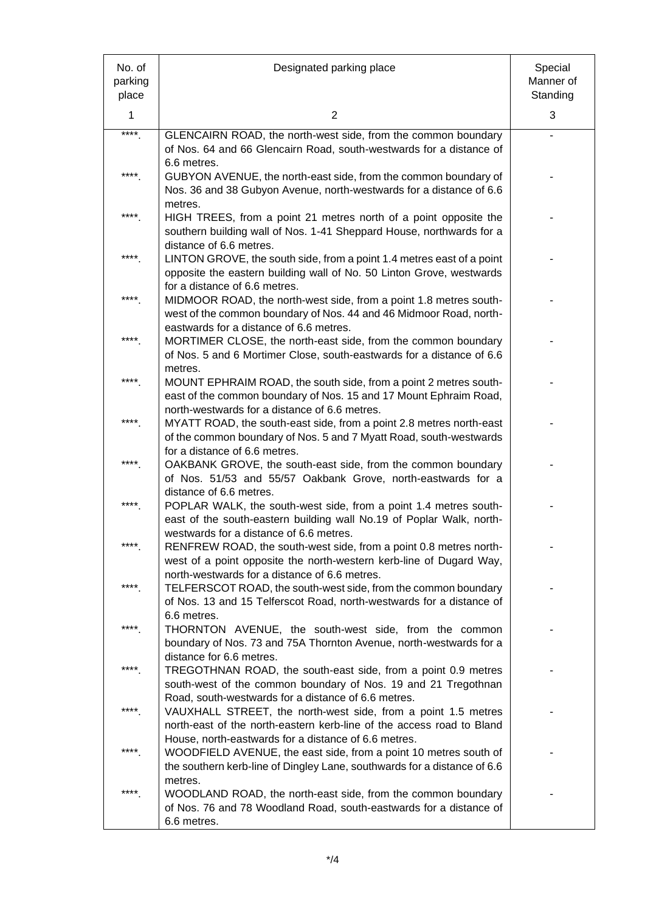| No. of parking place | Designated parking place | Special Manner of Standing |
|---|---|---|
| 1 | 2 | 3 |
| ****. | GLENCAIRN ROAD, the north-west side, from the common boundary of Nos. 64 and 66 Glencairn Road, south-westwards for a distance of 6.6 metres. | - |
| ****. | GUBYON AVENUE, the north-east side, from the common boundary of Nos. 36 and 38 Gubyon Avenue, north-westwards for a distance of 6.6 metres. | - |
| ****. | HIGH TREES, from a point 21 metres north of a point opposite the southern building wall of Nos. 1-41 Sheppard House, northwards for a distance of 6.6 metres. | - |
| ****. | LINTON GROVE, the south side, from a point 1.4 metres east of a point opposite the eastern building wall of No. 50 Linton Grove, westwards for a distance of 6.6 metres. | - |
| ****. | MIDMOOR ROAD, the north-west side, from a point 1.8 metres south-west of the common boundary of Nos. 44 and 46 Midmoor Road, north-eastwards for a distance of 6.6 metres. | - |
| ****. | MORTIMER CLOSE, the north-east side, from the common boundary of Nos. 5 and 6 Mortimer Close, south-eastwards for a distance of 6.6 metres. | - |
| ****. | MOUNT EPHRAIM ROAD, the south side, from a point 2 metres south-east of the common boundary of Nos. 15 and 17 Mount Ephraim Road, north-westwards for a distance of 6.6 metres. | - |
| ****. | MYATT ROAD, the south-east side, from a point 2.8 metres north-east of the common boundary of Nos. 5 and 7 Myatt Road, south-westwards for a distance of 6.6 metres. | - |
| ****. | OAKBANK GROVE, the south-east side, from the common boundary of Nos. 51/53 and 55/57 Oakbank Grove, north-eastwards for a distance of 6.6 metres. | - |
| ****. | POPLAR WALK, the south-west side, from a point 1.4 metres south-east of the south-eastern building wall No.19 of Poplar Walk, north-westwards for a distance of 6.6 metres. | - |
| ****. | RENFREW ROAD, the south-west side, from a point 0.8 metres north-west of a point opposite the north-western kerb-line of Dugard Way, north-westwards for a distance of 6.6 metres. | - |
| ****. | TELFERSCOT ROAD, the south-west side, from the common boundary of Nos. 13 and 15 Telferscot Road, north-westwards for a distance of 6.6 metres. | - |
| ****. | THORNTON AVENUE, the south-west side, from the common boundary of Nos. 73 and 75A Thornton Avenue, north-westwards for a distance for 6.6 metres. | - |
| ****. | TREGOTHNAN ROAD, the south-east side, from a point 0.9 metres south-west of the common boundary of Nos. 19 and 21 Tregothnan Road, south-westwards for a distance of 6.6 metres. | - |
| ****. | VAUXHALL STREET, the north-west side, from a point 1.5 metres north-east of the north-eastern kerb-line of the access road to Bland House, north-eastwards for a distance of 6.6 metres. | - |
| ****. | WOODFIELD AVENUE, the east side, from a point 10 metres south of the southern kerb-line of Dingley Lane, southwards for a distance of 6.6 metres. | - |
| ****. | WOODLAND ROAD, the north-east side, from the common boundary of Nos. 76 and 78 Woodland Road, south-eastwards for a distance of 6.6 metres. | - |